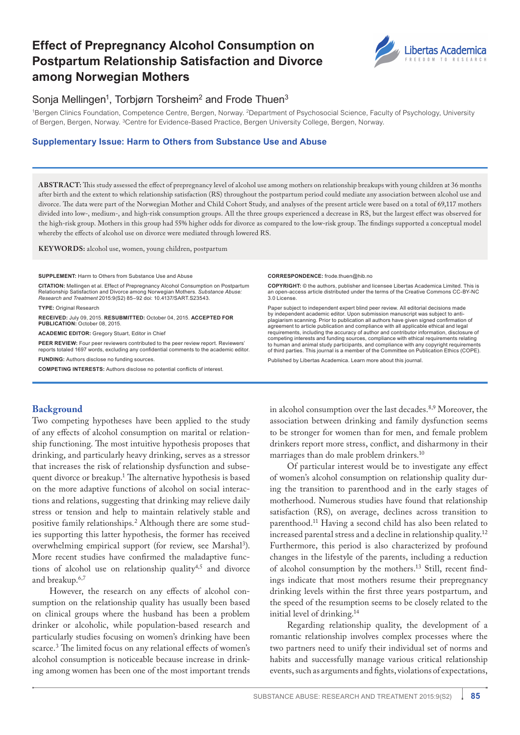# Effect of Prepregnancy Alcohol Consumption on Postpartum Relationship Satisfaction and Divorce among Norwegian Mothers

Sonja Mellingen[1], Torbjørn Torsheim[2] and Frode Thuen[3]

[1]Bergen Clinics Foundation, Competence Centre, Bergen, Norway. [2]Department of Psychosocial Science, Faculty of Psychology, University of Bergen, Bergen, Norway. [3]Centre for Evidence-Based Practice, Bergen University College, Bergen, Norway.

**Supplementary Issue: Harm to Others from Substance Use and Abuse**

**ABSTRACT:** This study assessed the effect of prepregnancy level of alcohol use among mothers on relationship breakups with young children at 36 months after birth and the extent to which relationship satisfaction (RS) throughout the postpartum period could mediate any association between alcohol use and divorce. The data were part of the Norwegian Mother and Child Cohort Study, and analyses of the present article were based on a total of 69,117 mothers divided into low-, medium-, and high-risk consumption groups. All the three groups experienced a decrease in RS, but the largest effect was observed for the high-risk group. Mothers in this group had 55% higher odds for divorce as compared to the low-risk group. The findings supported a conceptual model whereby the effects of alcohol use on divorce were mediated through lowered RS.

**KEYWORDS:** alcohol use, women, young children, postpartum

**SUPPLEMENT:** Harm to Others from Substance Use and Abuse

**CITATION:** Mellingen et al. Effect of Prepregnancy Alcohol Consumption on Postpartum Relationship Satisfaction and Divorce among Norwegian Mothers. *Substance Abuse: Research and Treatment* 2015:9(S2) 85–92 doi: 10.4137/SART.S23543.

**TYPE:** Original Research

**RECEIVED:** July 09, 2015. **RESUBMITTED:** October 04, 2015. **ACCEPTED FOR PUBLICATION:** October 08, 2015.

**ACADEMIC EDITOR:** Gregory Stuart, Editor in Chief

**PEER REVIEW:** Four peer reviewers contributed to the peer review report. Reviewers' reports totaled 1697 words, excluding any confidential comments to the academic editor.

**FUNDING:** Authors disclose no funding sources.

**COMPETING INTERESTS:** Authors disclose no potential conflicts of interest.

**CORRESPONDENCE:** frode.thuen@hib.no

**COPYRIGHT:** © the authors, publisher and licensee Libertas Academica Limited. This is an open-access article distributed under the terms of the Creative Commons CC-BY-NC 3.0 License.

Paper subject to independent expert blind peer review. All editorial decisions made by independent academic editor. Upon submission manuscript was subject to anti-plagiarism scanning. Prior to publication all authors have given signed confirmation of agreement to article publication and compliance with all applicable ethical and legal requirements, including the accuracy of author and contributor information, disclosure of competing interests and funding sources, compliance with ethical requirements relating to human and animal study participants, and compliance with any copyright requirements of third parties. This journal is a member of the Committee on Publication Ethics (COPE).

Published by Libertas Academica. Learn more about this journal.

## Background

Two competing hypotheses have been applied to the study of any effects of alcohol consumption on marital or relationship functioning. The most intuitive hypothesis proposes that drinking, and particularly heavy drinking, serves as a stressor that increases the risk of relationship dysfunction and subsequent divorce or breakup.[1] The alternative hypothesis is based on the more adaptive functions of alcohol on social interactions and relations, suggesting that drinking may relieve daily stress or tension and help to maintain relatively stable and positive family relationships.[2] Although there are some studies supporting this latter hypothesis, the former has received overwhelming empirical support (for review, see Marshal[3]). More recent studies have confirmed the maladaptive functions of alcohol use on relationship quality[4,5] and divorce and breakup.[6,7]

However, the research on any effects of alcohol consumption on the relationship quality has usually been based on clinical groups where the husband has been a problem drinker or alcoholic, while population-based research and particularly studies focusing on women's drinking have been scarce.[3] The limited focus on any relational effects of women's alcohol consumption is noticeable because increase in drinking among women has been one of the most important trends in alcohol consumption over the last decades.[8,9] Moreover, the association between drinking and family dysfunction seems to be stronger for women than for men, and female problem drinkers report more stress, conflict, and disharmony in their marriages than do male problem drinkers.[10]

Of particular interest would be to investigate any effect of women's alcohol consumption on relationship quality during the transition to parenthood and in the early stages of motherhood. Numerous studies have found that relationship satisfaction (RS), on average, declines across transition to parenthood.[11] Having a second child has also been related to increased parental stress and a decline in relationship quality.[12] Furthermore, this period is also characterized by profound changes in the lifestyle of the parents, including a reduction of alcohol consumption by the mothers.[13] Still, recent findings indicate that most mothers resume their prepregnancy drinking levels within the first three years postpartum, and the speed of the resumption seems to be closely related to the initial level of drinking.[14]

Regarding relationship quality, the development of a romantic relationship involves complex processes where the two partners need to unify their individual set of norms and habits and successfully manage various critical relationship events, such as arguments and fights, violations of expectations,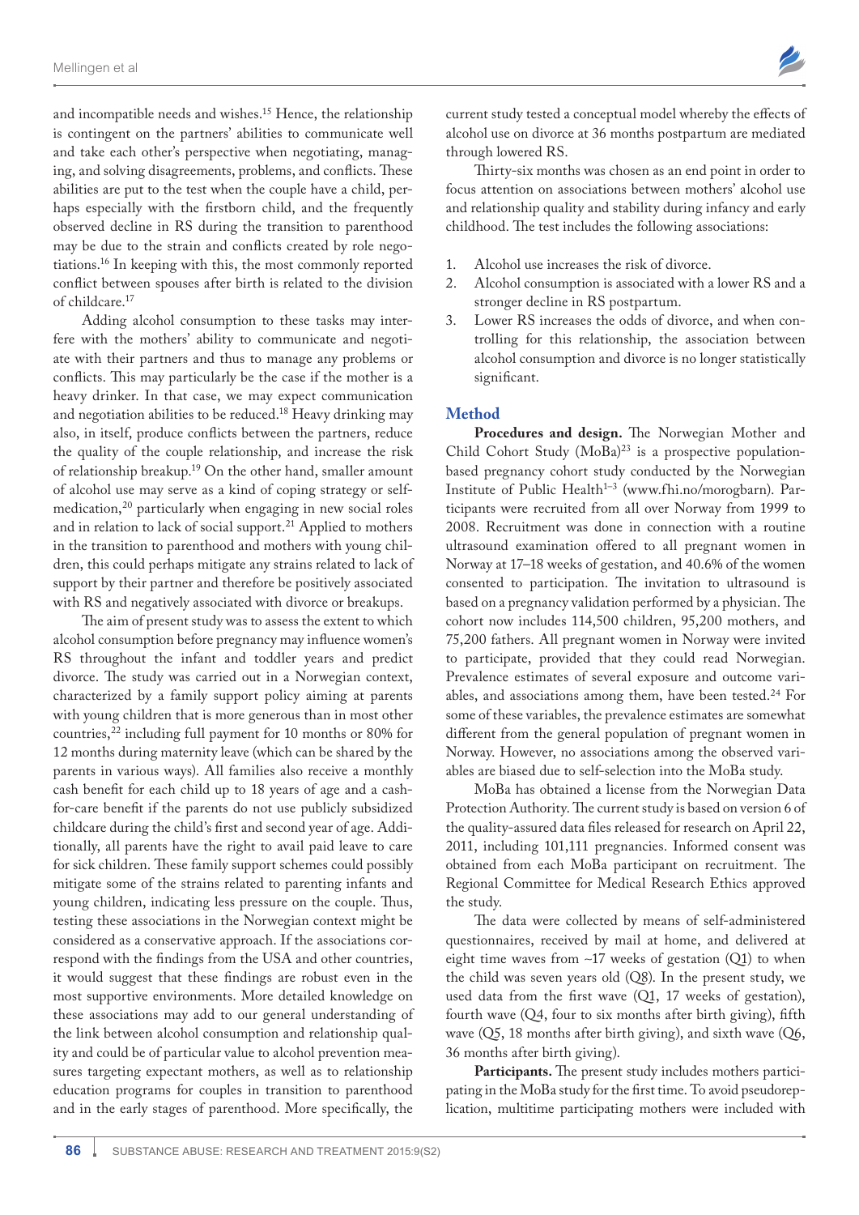and incompatible needs and wishes.[15] Hence, the relationship is contingent on the partners' abilities to communicate well and take each other's perspective when negotiating, managing, and solving disagreements, problems, and conflicts. These abilities are put to the test when the couple have a child, perhaps especially with the firstborn child, and the frequently observed decline in RS during the transition to parenthood may be due to the strain and conflicts created by role negotiations.[16] In keeping with this, the most commonly reported conflict between spouses after birth is related to the division of childcare.[17]

Adding alcohol consumption to these tasks may interfere with the mothers' ability to communicate and negotiate with their partners and thus to manage any problems or conflicts. This may particularly be the case if the mother is a heavy drinker. In that case, we may expect communication and negotiation abilities to be reduced.[18] Heavy drinking may also, in itself, produce conflicts between the partners, reduce the quality of the couple relationship, and increase the risk of relationship breakup.[19] On the other hand, smaller amount of alcohol use may serve as a kind of coping strategy or self-medication,[20] particularly when engaging in new social roles and in relation to lack of social support.[21] Applied to mothers in the transition to parenthood and mothers with young children, this could perhaps mitigate any strains related to lack of support by their partner and therefore be positively associated with RS and negatively associated with divorce or breakups.

The aim of present study was to assess the extent to which alcohol consumption before pregnancy may influence women's RS throughout the infant and toddler years and predict divorce. The study was carried out in a Norwegian context, characterized by a family support policy aiming at parents with young children that is more generous than in most other countries,[22] including full payment for 10 months or 80% for 12 months during maternity leave (which can be shared by the parents in various ways). All families also receive a monthly cash benefit for each child up to 18 years of age and a cash-for-care benefit if the parents do not use publicly subsidized childcare during the child's first and second year of age. Additionally, all parents have the right to avail paid leave to care for sick children. These family support schemes could possibly mitigate some of the strains related to parenting infants and young children, indicating less pressure on the couple. Thus, testing these associations in the Norwegian context might be considered as a conservative approach. If the associations correspond with the findings from the USA and other countries, it would suggest that these findings are robust even in the most supportive environments. More detailed knowledge on these associations may add to our general understanding of the link between alcohol consumption and relationship quality and could be of particular value to alcohol prevention measures targeting expectant mothers, as well as to relationship education programs for couples in transition to parenthood and in the early stages of parenthood. More specifically, the current study tested a conceptual model whereby the effects of alcohol use on divorce at 36 months postpartum are mediated through lowered RS.

Thirty-six months was chosen as an end point in order to focus attention on associations between mothers' alcohol use and relationship quality and stability during infancy and early childhood. The test includes the following associations:

1. Alcohol use increases the risk of divorce.
2. Alcohol consumption is associated with a lower RS and a stronger decline in RS postpartum.
3. Lower RS increases the odds of divorce, and when controlling for this relationship, the association between alcohol consumption and divorce is no longer statistically significant.

## Method

**Procedures and design.** The Norwegian Mother and Child Cohort Study (MoBa)[23] is a prospective population-based pregnancy cohort study conducted by the Norwegian Institute of Public Health[1–3] (www.fhi.no/morogbarn). Participants were recruited from all over Norway from 1999 to 2008. Recruitment was done in connection with a routine ultrasound examination offered to all pregnant women in Norway at 17–18 weeks of gestation, and 40.6% of the women consented to participation. The invitation to ultrasound is based on a pregnancy validation performed by a physician. The cohort now includes 114,500 children, 95,200 mothers, and 75,200 fathers. All pregnant women in Norway were invited to participate, provided that they could read Norwegian. Prevalence estimates of several exposure and outcome variables, and associations among them, have been tested.[24] For some of these variables, the prevalence estimates are somewhat different from the general population of pregnant women in Norway. However, no associations among the observed variables are biased due to self-selection into the MoBa study.

MoBa has obtained a license from the Norwegian Data Protection Authority. The current study is based on version 6 of the quality-assured data files released for research on April 22, 2011, including 101,111 pregnancies. Informed consent was obtained from each MoBa participant on recruitment. The Regional Committee for Medical Research Ethics approved the study.

The data were collected by means of self-administered questionnaires, received by mail at home, and delivered at eight time waves from ~17 weeks of gestation (Q1) to when the child was seven years old (Q8). In the present study, we used data from the first wave (Q1, 17 weeks of gestation), fourth wave (Q4, four to six months after birth giving), fifth wave (Q5, 18 months after birth giving), and sixth wave (Q6, 36 months after birth giving).

**Participants.** The present study includes mothers participating in the MoBa study for the first time. To avoid pseudoreplication, multitime participating mothers were included with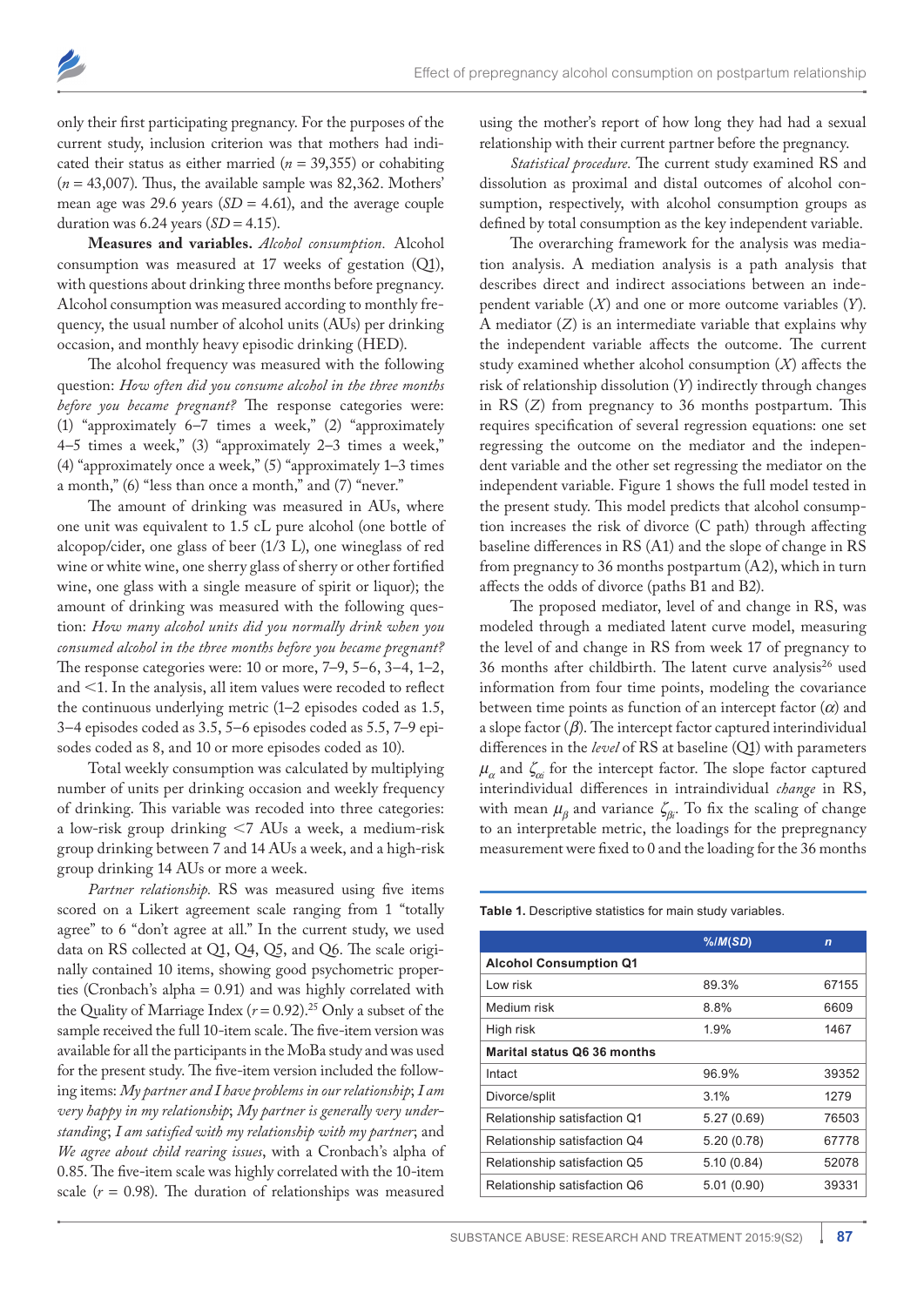only their first participating pregnancy. For the purposes of the current study, inclusion criterion was that mothers had indicated their status as either married ($n = 39{,}355$) or cohabiting ($n = 43{,}007$). Thus, the available sample was 82,362. Mothers' mean age was 29.6 years ($SD = 4.61$), and the average couple duration was 6.24 years ($SD = 4.15$).

**Measures and variables.** *Alcohol consumption.* Alcohol consumption was measured at 17 weeks of gestation (Q1), with questions about drinking three months before pregnancy. Alcohol consumption was measured according to monthly frequency, the usual number of alcohol units (AUs) per drinking occasion, and monthly heavy episodic drinking (HED).

The alcohol frequency was measured with the following question: *How often did you consume alcohol in the three months before you became pregnant?* The response categories were: (1) "approximately 6–7 times a week," (2) "approximately 4–5 times a week," (3) "approximately 2–3 times a week," (4) "approximately once a week," (5) "approximately 1–3 times a month," (6) "less than once a month," and (7) "never."

The amount of drinking was measured in AUs, where one unit was equivalent to 1.5 cL pure alcohol (one bottle of alcopop/cider, one glass of beer (1/3 L), one wineglass of red wine or white wine, one sherry glass of sherry or other fortified wine, one glass with a single measure of spirit or liquor); the amount of drinking was measured with the following question: *How many alcohol units did you normally drink when you consumed alcohol in the three months before you became pregnant?* The response categories were: 10 or more, 7–9, 5–6, 3–4, 1–2, and <1. In the analysis, all item values were recoded to reflect the continuous underlying metric (1–2 episodes coded as 1.5, 3–4 episodes coded as 3.5, 5–6 episodes coded as 5.5, 7–9 episodes coded as 8, and 10 or more episodes coded as 10).

Total weekly consumption was calculated by multiplying number of units per drinking occasion and weekly frequency of drinking. This variable was recoded into three categories: a low-risk group drinking <7 AUs a week, a medium-risk group drinking between 7 and 14 AUs a week, and a high-risk group drinking 14 AUs or more a week.

*Partner relationship.* RS was measured using five items scored on a Likert agreement scale ranging from 1 "totally agree" to 6 "don't agree at all." In the current study, we used data on RS collected at Q1, Q4, Q5, and Q6. The scale originally contained 10 items, showing good psychometric properties (Cronbach's alpha = 0.91) and was highly correlated with the Quality of Marriage Index ($r = 0.92$).[25] Only a subset of the sample received the full 10-item scale. The five-item version was available for all the participants in the MoBa study and was used for the present study. The five-item version included the following items: *My partner and I have problems in our relationship*; *I am very happy in my relationship*; *My partner is generally very understanding*; *I am satisfied with my relationship with my partner*; and *We agree about child rearing issues*, with a Cronbach's alpha of 0.85. The five-item scale was highly correlated with the 10-item scale ($r = 0.98$). The duration of relationships was measured using the mother's report of how long they had had a sexual relationship with their current partner before the pregnancy.

*Statistical procedure.* The current study examined RS and dissolution as proximal and distal outcomes of alcohol consumption, respectively, with alcohol consumption groups as defined by total consumption as the key independent variable.

The overarching framework for the analysis was mediation analysis. A mediation analysis is a path analysis that describes direct and indirect associations between an independent variable ($X$) and one or more outcome variables ($Y$). A mediator ($Z$) is an intermediate variable that explains why the independent variable affects the outcome. The current study examined whether alcohol consumption ($X$) affects the risk of relationship dissolution ($Y$) indirectly through changes in RS ($Z$) from pregnancy to 36 months postpartum. This requires specification of several regression equations: one set regressing the outcome on the mediator and the independent variable and the other set regressing the mediator on the independent variable. Figure 1 shows the full model tested in the present study. This model predicts that alcohol consumption increases the risk of divorce (C path) through affecting baseline differences in RS (A1) and the slope of change in RS from pregnancy to 36 months postpartum (A2), which in turn affects the odds of divorce (paths B1 and B2).

The proposed mediator, level of and change in RS, was modeled through a mediated latent curve model, measuring the level of and change in RS from week 17 of pregnancy to 36 months after childbirth. The latent curve analysis[26] used information from four time points, modeling the covariance between time points as function of an intercept factor ($\alpha$) and a slope factor ($\beta$). The intercept factor captured interindividual differences in the *level* of RS at baseline (Q1) with parameters $\mu_\alpha$ and $\zeta_{\alpha i}$ for the intercept factor. The slope factor captured interindividual differences in intraindividual *change* in RS, with mean $\mu_\beta$ and variance $\zeta_{\beta i}$. To fix the scaling of change to an interpretable metric, the loadings for the prepregnancy measurement were fixed to 0 and the loading for the 36 months

**Table 1.** Descriptive statistics for main study variables.

| | %/*M*(*SD*) | *n* |
|---|---|---|
| **Alcohol Consumption Q1** | | |
| Low risk | 89.3% | 67155 |
| Medium risk | 8.8% | 6609 |
| High risk | 1.9% | 1467 |
| **Marital status Q6 36 months** | | |
| Intact | 96.9% | 39352 |
| Divorce/split | 3.1% | 1279 |
| Relationship satisfaction Q1 | 5.27 (0.69) | 76503 |
| Relationship satisfaction Q4 | 5.20 (0.78) | 67778 |
| Relationship satisfaction Q5 | 5.10 (0.84) | 52078 |
| Relationship satisfaction Q6 | 5.01 (0.90) | 39331 |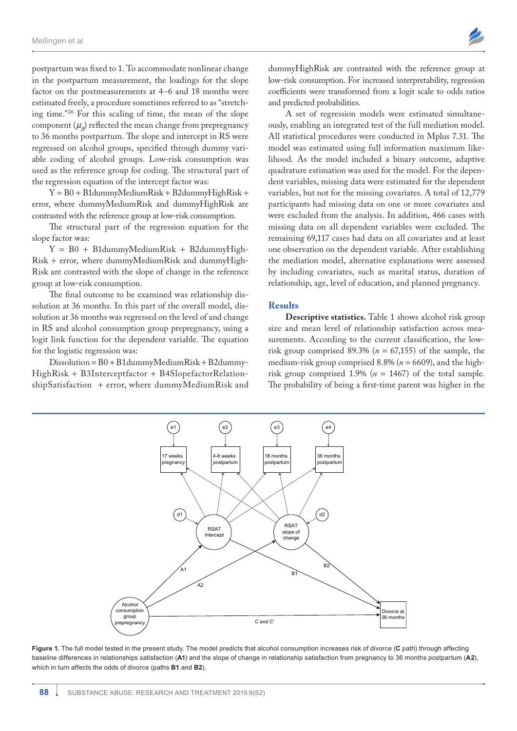postpartum was fixed to 1. To accommodate nonlinear change in the postpartum measurement, the loadings for the slope factor on the postmeasurements at 4–6 and 18 months were estimated freely, a procedure sometimes referred to as "stretching time."[26] For this scaling of time, the mean of the slope component ($\mu_\beta$) reflected the mean change from prepregnancy to 36 months postpartum. The slope and intercept in RS were regressed on alcohol groups, specified through dummy variable coding of alcohol groups. Low-risk consumption was used as the reference group for coding. The structural part of the regression equation of the intercept factor was:

Y = B0 + B1dummyMediumRisk + B2dummyHighRisk + error, where dummyMediumRisk and dummyHighRisk are contrasted with the reference group at low-risk consumption.

The structural part of the regression equation for the slope factor was:

Y = B0 + B1dummyMediumRisk + B2dummyHighRisk + error, where dummyMediumRisk and dummyHighRisk are contrasted with the slope of change in the reference group at low-risk consumption.

The final outcome to be examined was relationship dissolution at 36 months. In this part of the overall model, dissolution at 36 months was regressed on the level of and change in RS and alcohol consumption group prepregnancy, using a logit link function for the dependent variable. The equation for the logistic regression was:

Dissolution = B0 + B1dummyMediumRisk + B2dummyHighRisk + B3Interceptfactor + B4SlopefactorRelationshipSatisfaction + error, where dummyMediumRisk and dummyHighRisk are contrasted with the reference group at low-risk consumption. For increased interpretability, regression coefficients were transformed from a logit scale to odds ratios and predicted probabilities.

A set of regression models were estimated simultaneously, enabling an integrated test of the full mediation model. All statistical procedures were conducted in Mplus 7.31. The model was estimated using full information maximum likelihood. As the model included a binary outcome, adaptive quadrature estimation was used for the model. For the dependent variables, missing data were estimated for the dependent variables, but not for the missing covariates. A total of 12,779 participants had missing data on one or more covariates and were excluded from the analysis. In addition, 466 cases with missing data on all dependent variables were excluded. The remaining 69,117 cases had data on all covariates and at least one observation on the dependent variable. After establishing the mediation model, alternative explanations were assessed by including covariates, such as marital status, duration of relationship, age, level of education, and planned pregnancy.

## Results

**Descriptive statistics.** Table 1 shows alcohol risk group size and mean level of relationship satisfaction across measurements. According to the current classification, the low-risk group comprised 89.3% ($n$ = 67,155) of the sample, the medium-risk group comprised 8.8% ($n$ = 6609), and the high-risk group comprised 1.9% ($n$ = 1467) of the total sample. The probability of being a first-time parent was higher in the

**Figure 1.** The full model tested in the present study. The model predicts that alcohol consumption increases risk of divorce (**C** path) through affecting baseline differences in relationships satisfaction (**A1**) and the slope of change in relationship satisfaction from pregnancy to 36 months postpartum (**A2**), which in turn affects the odds of divorce (paths **B1** and **B2**).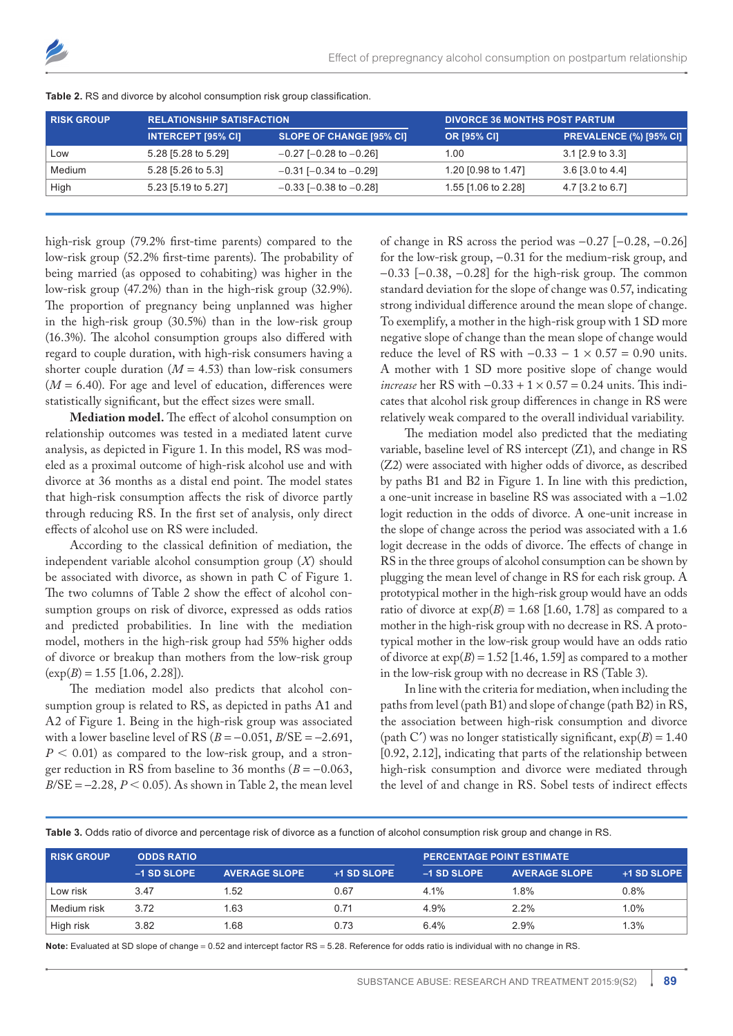Table 2. RS and divorce by alcohol consumption risk group classification.

| RISK GROUP | RELATIONSHIP SATISFACTION | | DIVORCE 36 MONTHS POST PARTUM | |
|---|---|---|---|---|
| | INTERCEPT [95% CI] | SLOPE OF CHANGE [95% CI] | OR [95% CI] | PREVALENCE (%) [95% CI] |
| Low | 5.28 [5.28 to 5.29] | −0.27 [−0.28 to −0.26] | 1.00 | 3.1 [2.9 to 3.3] |
| Medium | 5.28 [5.26 to 5.3] | −0.31 [−0.34 to −0.29] | 1.20 [0.98 to 1.47] | 3.6 [3.0 to 4.4] |
| High | 5.23 [5.19 to 5.27] | −0.33 [−0.38 to −0.28] | 1.55 [1.06 to 2.28] | 4.7 [3.2 to 6.7] |

high-risk group (79.2% first-time parents) compared to the low-risk group (52.2% first-time parents). The probability of being married (as opposed to cohabiting) was higher in the low-risk group (47.2%) than in the high-risk group (32.9%). The proportion of pregnancy being unplanned was higher in the high-risk group (30.5%) than in the low-risk group (16.3%). The alcohol consumption groups also differed with regard to couple duration, with high-risk consumers having a shorter couple duration ($M = 4.53$) than low-risk consumers ($M = 6.40$). For age and level of education, differences were statistically significant, but the effect sizes were small.

**Mediation model.** The effect of alcohol consumption on relationship outcomes was tested in a mediated latent curve analysis, as depicted in Figure 1. In this model, RS was modeled as a proximal outcome of high-risk alcohol use and with divorce at 36 months as a distal end point. The model states that high-risk consumption affects the risk of divorce partly through reducing RS. In the first set of analysis, only direct effects of alcohol use on RS were included.

According to the classical definition of mediation, the independent variable alcohol consumption group ($X$) should be associated with divorce, as shown in path C of Figure 1. The two columns of Table 2 show the effect of alcohol consumption groups on risk of divorce, expressed as odds ratios and predicted probabilities. In line with the mediation model, mothers in the high-risk group had 55% higher odds of divorce or breakup than mothers from the low-risk group ($\exp(B) = 1.55$ [1.06, 2.28]).

The mediation model also predicts that alcohol consumption group is related to RS, as depicted in paths A1 and A2 of Figure 1. Being in the high-risk group was associated with a lower baseline level of RS ($B = -0.051$, $B/SE = -2.691$, $P < 0.01$) as compared to the low-risk group, and a stronger reduction in RS from baseline to 36 months ($B = -0.063$, $B/SE = -2.28$, $P < 0.05$). As shown in Table 2, the mean level of change in RS across the period was −0.27 [−0.28, −0.26] for the low-risk group, −0.31 for the medium-risk group, and −0.33 [−0.38, −0.28] for the high-risk group. The common standard deviation for the slope of change was 0.57, indicating strong individual difference around the mean slope of change. To exemplify, a mother in the high-risk group with 1 SD more negative slope of change than the mean slope of change would reduce the level of RS with $-0.33 - 1 \times 0.57 = 0.90$ units. A mother with 1 SD more positive slope of change would *increase* her RS with $-0.33 + 1 \times 0.57 = 0.24$ units. This indicates that alcohol risk group differences in change in RS were relatively weak compared to the overall individual variability.

The mediation model also predicted that the mediating variable, baseline level of RS intercept (Z1), and change in RS (Z2) were associated with higher odds of divorce, as described by paths B1 and B2 in Figure 1. In line with this prediction, a one-unit increase in baseline RS was associated with a −1.02 logit reduction in the odds of divorce. A one-unit increase in the slope of change across the period was associated with a 1.6 logit decrease in the odds of divorce. The effects of change in RS in the three groups of alcohol consumption can be shown by plugging the mean level of change in RS for each risk group. A prototypical mother in the high-risk group would have an odds ratio of divorce at $\exp(B) = 1.68$ [1.60, 1.78] as compared to a mother in the high-risk group with no decrease in RS. A prototypical mother in the low-risk group would have an odds ratio of divorce at $\exp(B) = 1.52$ [1.46, 1.59] as compared to a mother in the low-risk group with no decrease in RS (Table 3).

In line with the criteria for mediation, when including the paths from level (path B1) and slope of change (path B2) in RS, the association between high-risk consumption and divorce (path C′) was no longer statistically significant, $\exp(B) = 1.40$ [0.92, 2.12], indicating that parts of the relationship between high-risk consumption and divorce were mediated through the level of and change in RS. Sobel tests of indirect effects

Table 3. Odds ratio of divorce and percentage risk of divorce as a function of alcohol consumption risk group and change in RS.

| RISK GROUP | ODDS RATIO | | | PERCENTAGE POINT ESTIMATE | | |
|---|---|---|---|---|---|---|
| | –1 SD SLOPE | AVERAGE SLOPE | +1 SD SLOPE | –1 SD SLOPE | AVERAGE SLOPE | +1 SD SLOPE |
| Low risk | 3.47 | 1.52 | 0.67 | 4.1% | 1.8% | 0.8% |
| Medium risk | 3.72 | 1.63 | 0.71 | 4.9% | 2.2% | 1.0% |
| High risk | 3.82 | 1.68 | 0.73 | 6.4% | 2.9% | 1.3% |

**Note:** Evaluated at SD slope of change = 0.52 and intercept factor RS = 5.28. Reference for odds ratio is individual with no change in RS.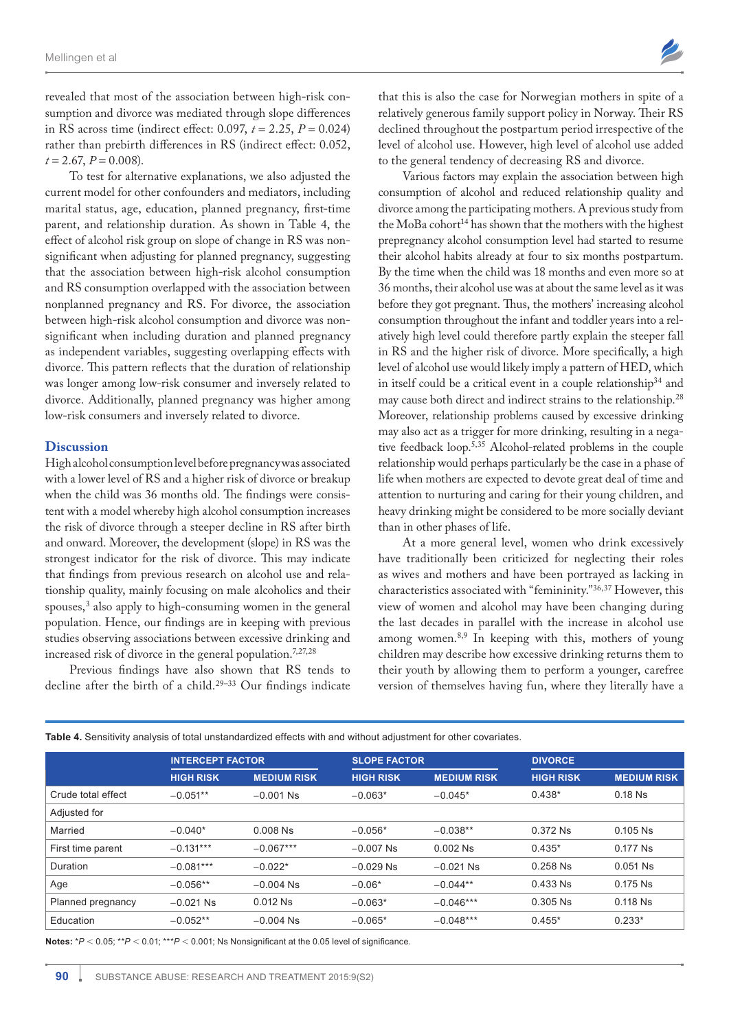revealed that most of the association between high-risk consumption and divorce was mediated through slope differences in RS across time (indirect effect: 0.097, $t = 2.25$, $P = 0.024$) rather than prebirth differences in RS (indirect effect: 0.052, $t = 2.67$, $P = 0.008$).

To test for alternative explanations, we also adjusted the current model for other confounders and mediators, including marital status, age, education, planned pregnancy, first-time parent, and relationship duration. As shown in Table 4, the effect of alcohol risk group on slope of change in RS was nonsignificant when adjusting for planned pregnancy, suggesting that the association between high-risk alcohol consumption and RS consumption overlapped with the association between nonplanned pregnancy and RS. For divorce, the association between high-risk alcohol consumption and divorce was nonsignificant when including duration and planned pregnancy as independent variables, suggesting overlapping effects with divorce. This pattern reflects that the duration of relationship was longer among low-risk consumer and inversely related to divorce. Additionally, planned pregnancy was higher among low-risk consumers and inversely related to divorce.

## Discussion

High alcohol consumption level before pregnancy was associated with a lower level of RS and a higher risk of divorce or breakup when the child was 36 months old. The findings were consistent with a model whereby high alcohol consumption increases the risk of divorce through a steeper decline in RS after birth and onward. Moreover, the development (slope) in RS was the strongest indicator for the risk of divorce. This may indicate that findings from previous research on alcohol use and relationship quality, mainly focusing on male alcoholics and their spouses,[3] also apply to high-consuming women in the general population. Hence, our findings are in keeping with previous studies observing associations between excessive drinking and increased risk of divorce in the general population.[7,27,28]

Previous findings have also shown that RS tends to decline after the birth of a child.[29–33] Our findings indicate that this is also the case for Norwegian mothers in spite of a relatively generous family support policy in Norway. Their RS declined throughout the postpartum period irrespective of the level of alcohol use. However, high level of alcohol use added to the general tendency of decreasing RS and divorce.

Various factors may explain the association between high consumption of alcohol and reduced relationship quality and divorce among the participating mothers. A previous study from the MoBa cohort[14] has shown that the mothers with the highest prepregnancy alcohol consumption level had started to resume their alcohol habits already at four to six months postpartum. By the time when the child was 18 months and even more so at 36 months, their alcohol use was at about the same level as it was before they got pregnant. Thus, the mothers' increasing alcohol consumption throughout the infant and toddler years into a relatively high level could therefore partly explain the steeper fall in RS and the higher risk of divorce. More specifically, a high level of alcohol use would likely imply a pattern of HED, which in itself could be a critical event in a couple relationship[34] and may cause both direct and indirect strains to the relationship.[28] Moreover, relationship problems caused by excessive drinking may also act as a trigger for more drinking, resulting in a negative feedback loop.[5,35] Alcohol-related problems in the couple relationship would perhaps particularly be the case in a phase of life when mothers are expected to devote great deal of time and attention to nurturing and caring for their young children, and heavy drinking might be considered to be more socially deviant than in other phases of life.

At a more general level, women who drink excessively have traditionally been criticized for neglecting their roles as wives and mothers and have been portrayed as lacking in characteristics associated with "femininity."[36,37] However, this view of women and alcohol may have been changing during the last decades in parallel with the increase in alcohol use among women.[8,9] In keeping with this, mothers of young children may describe how excessive drinking returns them to their youth by allowing them to perform a younger, carefree version of themselves having fun, where they literally have a

**Table 4.** Sensitivity analysis of total unstandardized effects with and without adjustment for other covariates.

| | INTERCEPT FACTOR | | SLOPE FACTOR | | DIVORCE | |
|---|---|---|---|---|---|---|
| | HIGH RISK | MEDIUM RISK | HIGH RISK | MEDIUM RISK | HIGH RISK | MEDIUM RISK |
| Crude total effect | −0.051** | −0.001 Ns | −0.063* | −0.045* | 0.438* | 0.18 Ns |
| Adjusted for | | | | | | |
| Married | −0.040* | 0.008 Ns | −0.056* | −0.038** | 0.372 Ns | 0.105 Ns |
| First time parent | −0.131*** | −0.067*** | −0.007 Ns | 0.002 Ns | 0.435* | 0.177 Ns |
| Duration | −0.081*** | −0.022* | −0.029 Ns | −0.021 Ns | 0.258 Ns | 0.051 Ns |
| Age | −0.056** | −0.004 Ns | −0.06* | −0.044** | 0.433 Ns | 0.175 Ns |
| Planned pregnancy | −0.021 Ns | 0.012 Ns | −0.063* | −0.046*** | 0.305 Ns | 0.118 Ns |
| Education | −0.052** | −0.004 Ns | −0.065* | −0.048*** | 0.455* | 0.233* |

**Notes:** \*$P < 0.05$; \*\*$P < 0.01$; \*\*\*$P < 0.001$; Ns Nonsignificant at the 0.05 level of significance.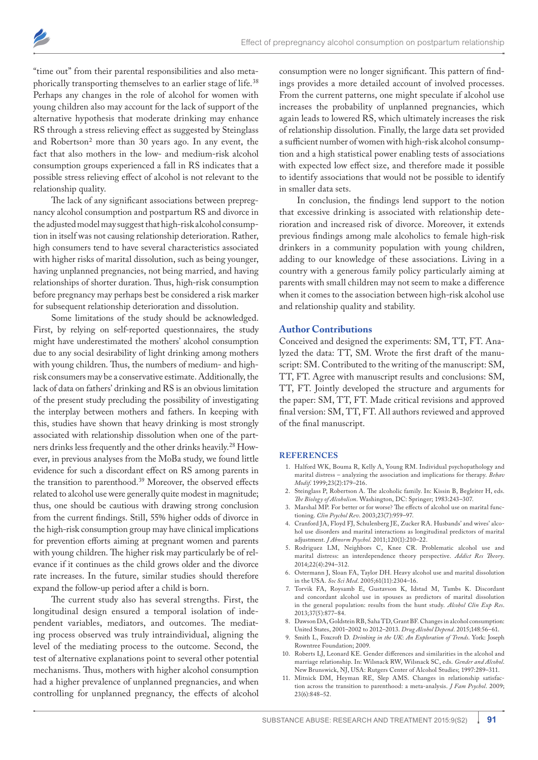"time out" from their parental responsibilities and also metaphorically transporting themselves to an earlier stage of life.[38] Perhaps any changes in the role of alcohol for women with young children also may account for the lack of support of the alternative hypothesis that moderate drinking may enhance RS through a stress relieving effect as suggested by Steinglass and Robertson[2] more than 30 years ago. In any event, the fact that also mothers in the low- and medium-risk alcohol consumption groups experienced a fall in RS indicates that a possible stress relieving effect of alcohol is not relevant to the relationship quality.

The lack of any significant associations between prepregnancy alcohol consumption and postpartum RS and divorce in the adjusted model may suggest that high-risk alcohol consumption in itself was not causing relationship deterioration. Rather, high consumers tend to have several characteristics associated with higher risks of marital dissolution, such as being younger, having unplanned pregnancies, not being married, and having relationships of shorter duration. Thus, high-risk consumption before pregnancy may perhaps best be considered a risk marker for subsequent relationship deterioration and dissolution.

Some limitations of the study should be acknowledged. First, by relying on self-reported questionnaires, the study might have underestimated the mothers' alcohol consumption due to any social desirability of light drinking among mothers with young children. Thus, the numbers of medium- and high-risk consumers may be a conservative estimate. Additionally, the lack of data on fathers' drinking and RS is an obvious limitation of the present study precluding the possibility of investigating the interplay between mothers and fathers. In keeping with this, studies have shown that heavy drinking is most strongly associated with relationship dissolution when one of the partners drinks less frequently and the other drinks heavily.[28] However, in previous analyses from the MoBa study, we found little evidence for such a discordant effect on RS among parents in the transition to parenthood.[39] Moreover, the observed effects related to alcohol use were generally quite modest in magnitude; thus, one should be cautious with drawing strong conclusion from the current findings. Still, 55% higher odds of divorce in the high-risk consumption group may have clinical implications for prevention efforts aiming at pregnant women and parents with young children. The higher risk may particularly be of relevance if it continues as the child grows older and the divorce rate increases. In the future, similar studies should therefore expand the follow-up period after a child is born.

The current study also has several strengths. First, the longitudinal design ensured a temporal isolation of independent variables, mediators, and outcomes. The mediating process observed was truly intraindividual, aligning the level of the mediating process to the outcome. Second, the test of alternative explanations point to several other potential mechanisms. Thus, mothers with higher alcohol consumption had a higher prevalence of unplanned pregnancies, and when controlling for unplanned pregnancy, the effects of alcohol consumption were no longer significant. This pattern of findings provides a more detailed account of involved processes. From the current patterns, one might speculate if alcohol use increases the probability of unplanned pregnancies, which again leads to lowered RS, which ultimately increases the risk of relationship dissolution. Finally, the large data set provided a sufficient number of women with high-risk alcohol consumption and a high statistical power enabling tests of associations with expected low effect size, and therefore made it possible to identify associations that would not be possible to identify in smaller data sets.

In conclusion, the findings lend support to the notion that excessive drinking is associated with relationship deterioration and increased risk of divorce. Moreover, it extends previous findings among male alcoholics to female high-risk drinkers in a community population with young children, adding to our knowledge of these associations. Living in a country with a generous family policy particularly aiming at parents with small children may not seem to make a difference when it comes to the association between high-risk alcohol use and relationship quality and stability.

## Author Contributions

Conceived and designed the experiments: SM, TT, FT. Analyzed the data: TT, SM. Wrote the first draft of the manuscript: SM. Contributed to the writing of the manuscript: SM, TT, FT. Agree with manuscript results and conclusions: SM, TT, FT. Jointly developed the structure and arguments for the paper: SM, TT, FT. Made critical revisions and approved final version: SM, TT, FT. All authors reviewed and approved of the final manuscript.

## REFERENCES

1. Halford WK, Bouma R, Kelly A, Young RM. Individual psychopathology and marital distress – analyzing the association and implications for therapy. *Behav Modif*. 1999;23(2):179–216.
2. Steinglass P, Robertson A. The alcoholic family. In: Kissin B, Begleiter H, eds. *The Biology of Alcoholism*. Washington, DC: Springer; 1983:243–307.
3. Marshal MP. For better or for worse? The effects of alcohol use on marital functioning. *Clin Psychol Rev*. 2003;23(7):959–97.
4. Cranford JA, Floyd FJ, Schulenberg JE, Zucker RA. Husbands' and wives' alcohol use disorders and marital interactions as longitudinal predictors of marital adjustment. *J Abnorm Psychol*. 2011;120(1):210–22.
5. Rodriguez LM, Neighbors C, Knee CR. Problematic alcohol use and marital distress: an interdependence theory perspective. *Addict Res Theory*. 2014;22(4):294–312.
6. Ostermann J, Sloan FA, Taylor DH. Heavy alcohol use and marital dissolution in the USA. *Soc Sci Med*. 2005;61(11):2304–16.
7. Torvik FA, Roysamb E, Gustavson K, Idstad M, Tambs K. Discordant and concordant alcohol use in spouses as predictors of marital dissolution in the general population: results from the hunt study. *Alcohol Clin Exp Res*. 2013;37(5):877–84.
8. Dawson DA, Goldstein RB, Saha TD, Grant BF. Changes in alcohol consumption: United States, 2001–2002 to 2012–2013. *Drug Alcohol Depend*. 2015;148:56–61.
9. Smith L, Foxcroft D. *Drinking in the UK: An Exploration of Trends*. York: Joseph Rowntree Foundation; 2009.
10. Roberts LJ, Leonard KE. Gender differences and similarities in the alcohol and marriage relationship. In: Wilsnack RW, Wilsnack SC, eds. *Gender and Alcohol*. New Brunswick, NJ, USA: Rutgers Center of Alcohol Studies; 1997:289–311.
11. Mitnick DM, Heyman RE, Slep AMS. Changes in relationship satisfaction across the transition to parenthood: a meta-analysis. *J Fam Psychol*. 2009; 23(6):848–52.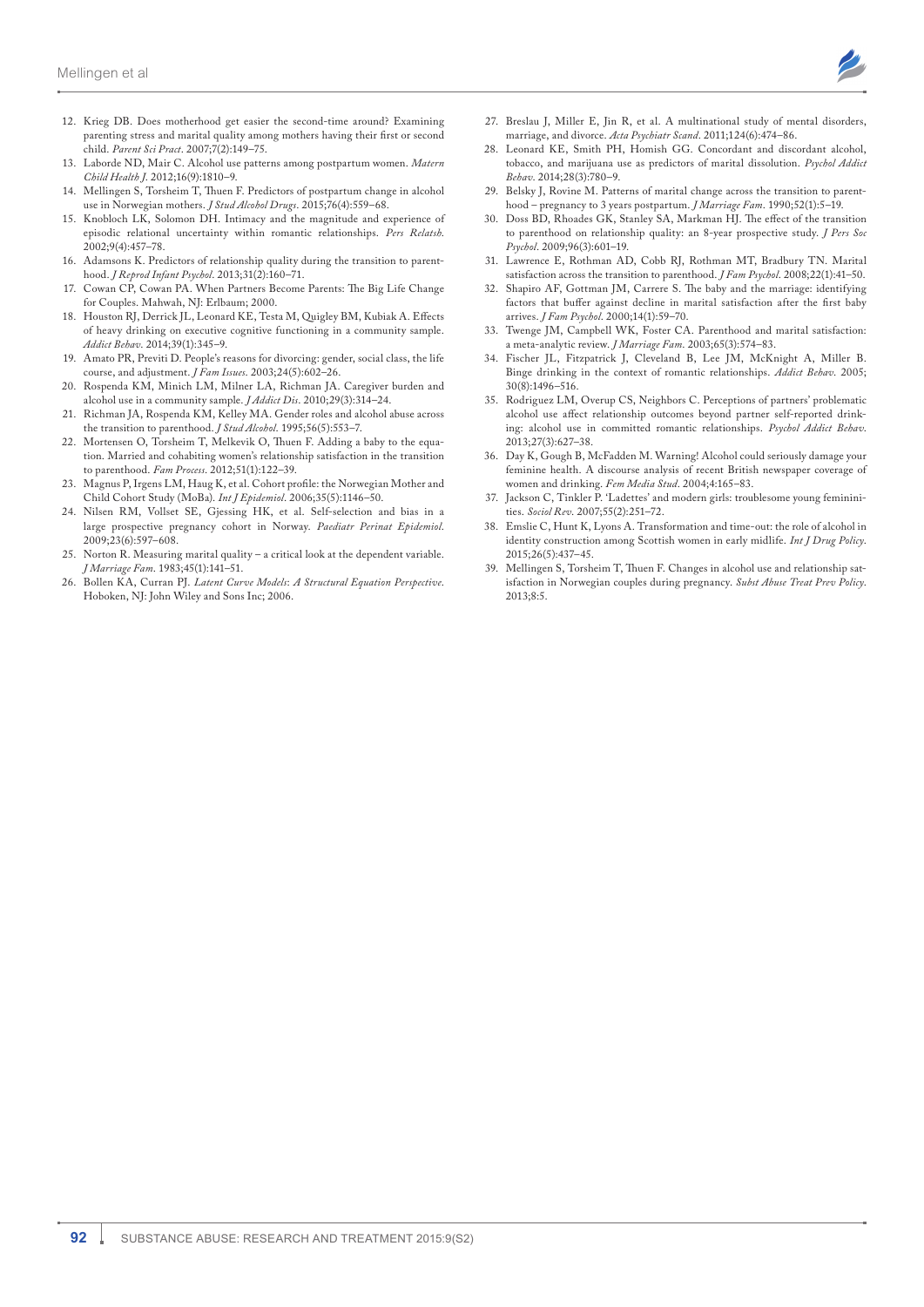12. Krieg DB. Does motherhood get easier the second-time around? Examining parenting stress and marital quality among mothers having their first or second child. *Parent Sci Pract*. 2007;7(2):149–75.
13. Laborde ND, Mair C. Alcohol use patterns among postpartum women. *Matern Child Health J*. 2012;16(9):1810–9.
14. Mellingen S, Torsheim T, Thuen F. Predictors of postpartum change in alcohol use in Norwegian mothers. *J Stud Alcohol Drugs*. 2015;76(4):559–68.
15. Knobloch LK, Solomon DH. Intimacy and the magnitude and experience of episodic relational uncertainty within romantic relationships. *Pers Relatsh*. 2002;9(4):457–78.
16. Adamsons K. Predictors of relationship quality during the transition to parenthood. *J Reprod Infant Psychol*. 2013;31(2):160–71.
17. Cowan CP, Cowan PA. When Partners Become Parents: The Big Life Change for Couples. Mahwah, NJ: Erlbaum; 2000.
18. Houston RJ, Derrick JL, Leonard KE, Testa M, Quigley BM, Kubiak A. Effects of heavy drinking on executive cognitive functioning in a community sample. *Addict Behav*. 2014;39(1):345–9.
19. Amato PR, Previti D. People's reasons for divorcing: gender, social class, the life course, and adjustment. *J Fam Issues*. 2003;24(5):602–26.
20. Rospenda KM, Minich LM, Milner LA, Richman JA. Caregiver burden and alcohol use in a community sample. *J Addict Dis*. 2010;29(3):314–24.
21. Richman JA, Rospenda KM, Kelley MA. Gender roles and alcohol abuse across the transition to parenthood. *J Stud Alcohol*. 1995;56(5):553–7.
22. Mortensen O, Torsheim T, Melkevik O, Thuen F. Adding a baby to the equation. Married and cohabiting women's relationship satisfaction in the transition to parenthood. *Fam Process*. 2012;51(1):122–39.
23. Magnus P, Irgens LM, Haug K, et al. Cohort profile: the Norwegian Mother and Child Cohort Study (MoBa). *Int J Epidemiol*. 2006;35(5):1146–50.
24. Nilsen RM, Vollset SE, Gjessing HK, et al. Self-selection and bias in a large prospective pregnancy cohort in Norway. *Paediatr Perinat Epidemiol*. 2009;23(6):597–608.
25. Norton R. Measuring marital quality – a critical look at the dependent variable. *J Marriage Fam*. 1983;45(1):141–51.
26. Bollen KA, Curran PJ. *Latent Curve Models: A Structural Equation Perspective*. Hoboken, NJ: John Wiley and Sons Inc; 2006.
27. Breslau J, Miller E, Jin R, et al. A multinational study of mental disorders, marriage, and divorce. *Acta Psychiatr Scand*. 2011;124(6):474–86.
28. Leonard KE, Smith PH, Homish GG. Concordant and discordant alcohol, tobacco, and marijuana use as predictors of marital dissolution. *Psychol Addict Behav*. 2014;28(3):780–9.
29. Belsky J, Rovine M. Patterns of marital change across the transition to parenthood – pregnancy to 3 years postpartum. *J Marriage Fam*. 1990;52(1):5–19.
30. Doss BD, Rhoades GK, Stanley SA, Markman HJ. The effect of the transition to parenthood on relationship quality: an 8-year prospective study. *J Pers Soc Psychol*. 2009;96(3):601–19.
31. Lawrence E, Rothman AD, Cobb RJ, Rothman MT, Bradbury TN. Marital satisfaction across the transition to parenthood. *J Fam Psychol*. 2008;22(1):41–50.
32. Shapiro AF, Gottman JM, Carrere S. The baby and the marriage: identifying factors that buffer against decline in marital satisfaction after the first baby arrives. *J Fam Psychol*. 2000;14(1):59–70.
33. Twenge JM, Campbell WK, Foster CA. Parenthood and marital satisfaction: a meta-analytic review. *J Marriage Fam*. 2003;65(3):574–83.
34. Fischer JL, Fitzpatrick J, Cleveland B, Lee JM, McKnight A, Miller B. Binge drinking in the context of romantic relationships. *Addict Behav*. 2005; 30(8):1496–516.
35. Rodriguez LM, Overup CS, Neighbors C. Perceptions of partners' problematic alcohol use affect relationship outcomes beyond partner self-reported drinking: alcohol use in committed romantic relationships. *Psychol Addict Behav*. 2013;27(3):627–38.
36. Day K, Gough B, McFadden M. Warning! Alcohol could seriously damage your feminine health. A discourse analysis of recent British newspaper coverage of women and drinking. *Fem Media Stud*. 2004;4:165–83.
37. Jackson C, Tinkler P. 'Ladettes' and modern girls: troublesome young femininities. *Sociol Rev*. 2007;55(2):251–72.
38. Emslie C, Hunt K, Lyons A. Transformation and time-out: the role of alcohol in identity construction among Scottish women in early midlife. *Int J Drug Policy*. 2015;26(5):437–45.
39. Mellingen S, Torsheim T, Thuen F. Changes in alcohol use and relationship satisfaction in Norwegian couples during pregnancy. *Subst Abuse Treat Prev Policy*. 2013;8:5.